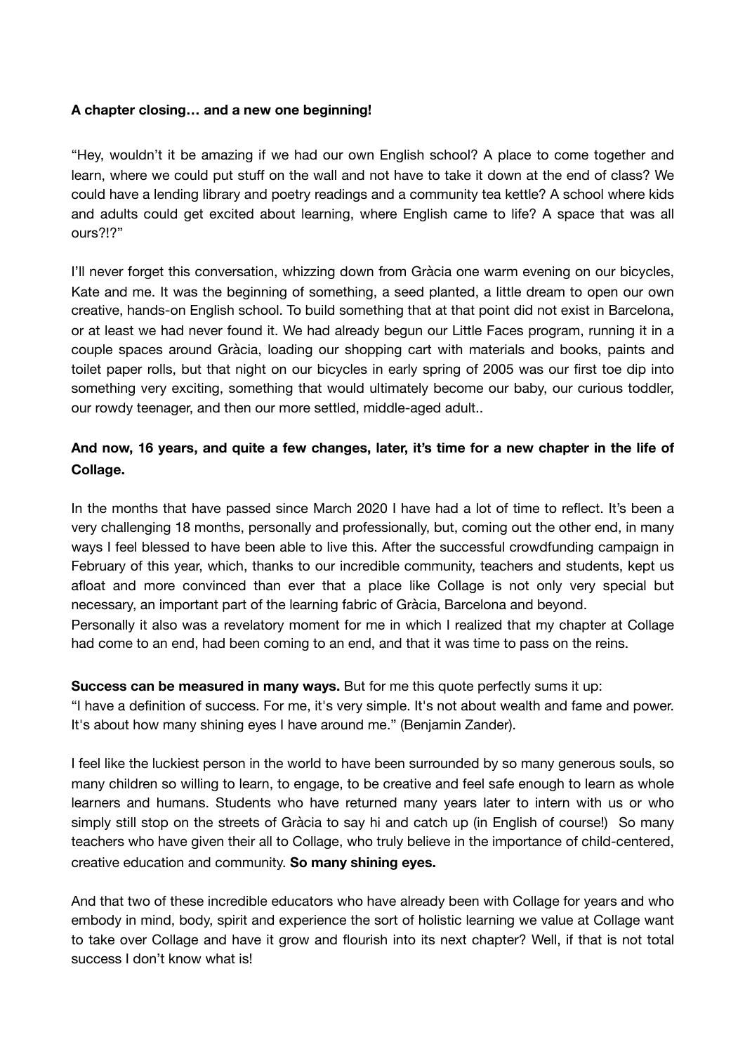**A chapter closing… and a new one beginning!**

"Hey, wouldn't it be amazing if we had our own English school? A place to come together and learn, where we could put stuff on the wall and not have to take it down at the end of class? We could have a lending library and poetry readings and a community tea kettle? A school where kids and adults could get excited about learning, where English came to life? A space that was all ours?!?"

I'll never forget this conversation, whizzing down from Gràcia one warm evening on our bicycles, Kate and me. It was the beginning of something, a seed planted, a little dream to open our own creative, hands-on English school. To build something that at that point did not exist in Barcelona, or at least we had never found it. We had already begun our Little Faces program, running it in a couple spaces around Gràcia, loading our shopping cart with materials and books, paints and toilet paper rolls, but that night on our bicycles in early spring of 2005 was our first toe dip into something very exciting, something that would ultimately become our baby, our curious toddler, our rowdy teenager, and then our more settled, middle-aged adult..

**And now, 16 years, and quite a few changes, later, it's time for a new chapter in the life of Collage.**

In the months that have passed since March 2020 I have had a lot of time to reflect. It's been a very challenging 18 months, personally and professionally, but, coming out the other end, in many ways I feel blessed to have been able to live this. After the successful crowdfunding campaign in February of this year, which, thanks to our incredible community, teachers and students, kept us afloat and more convinced than ever that a place like Collage is not only very special but necessary, an important part of the learning fabric of Gràcia, Barcelona and beyond.
Personally it also was a revelatory moment for me in which I realized that my chapter at Collage had come to an end, had been coming to an end, and that it was time to pass on the reins.

**Success can be measured in many ways.** But for me this quote perfectly sums it up:
"I have a definition of success. For me, it's very simple. It's not about wealth and fame and power. It's about how many shining eyes I have around me." (Benjamin Zander).

I feel like the luckiest person in the world to have been surrounded by so many generous souls, so many children so willing to learn, to engage, to be creative and feel safe enough to learn as whole learners and humans. Students who have returned many years later to intern with us or who simply still stop on the streets of Gràcia to say hi and catch up (in English of course!) So many teachers who have given their all to Collage, who truly believe in the importance of child-centered, creative education and community. **So many shining eyes.**

And that two of these incredible educators who have already been with Collage for years and who embody in mind, body, spirit and experience the sort of holistic learning we value at Collage want to take over Collage and have it grow and flourish into its next chapter? Well, if that is not total success I don't know what is!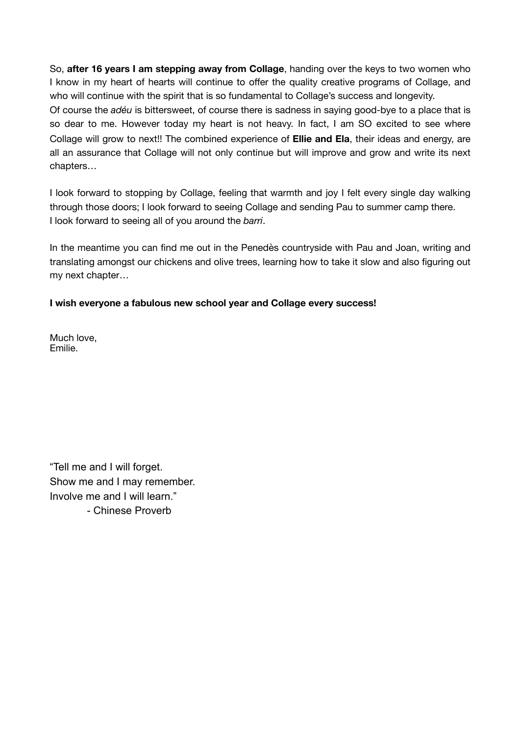So, **after 16 years I am stepping away from Collage**, handing over the keys to two women who I know in my heart of hearts will continue to offer the quality creative programs of Collage, and who will continue with the spirit that is so fundamental to Collage's success and longevity.
Of course the *adéu* is bittersweet, of course there is sadness in saying good-bye to a place that is so dear to me. However today my heart is not heavy. In fact, I am SO excited to see where Collage will grow to next!! The combined experience of **Ellie and Ela**, their ideas and energy, are all an assurance that Collage will not only continue but will improve and grow and write its next chapters…

I look forward to stopping by Collage, feeling that warmth and joy I felt every single day walking through those doors; I look forward to seeing Collage and sending Pau to summer camp there.
I look forward to seeing all of you around the *barri*.

In the meantime you can find me out in the Penedès countryside with Pau and Joan, writing and translating amongst our chickens and olive trees, learning how to take it slow and also figuring out my next chapter…

**I wish everyone a fabulous new school year and Collage every success!**

Much love,
Emilie.

"Tell me and I will forget.
Show me and I may remember.
Involve me and I will learn."
- Chinese Proverb